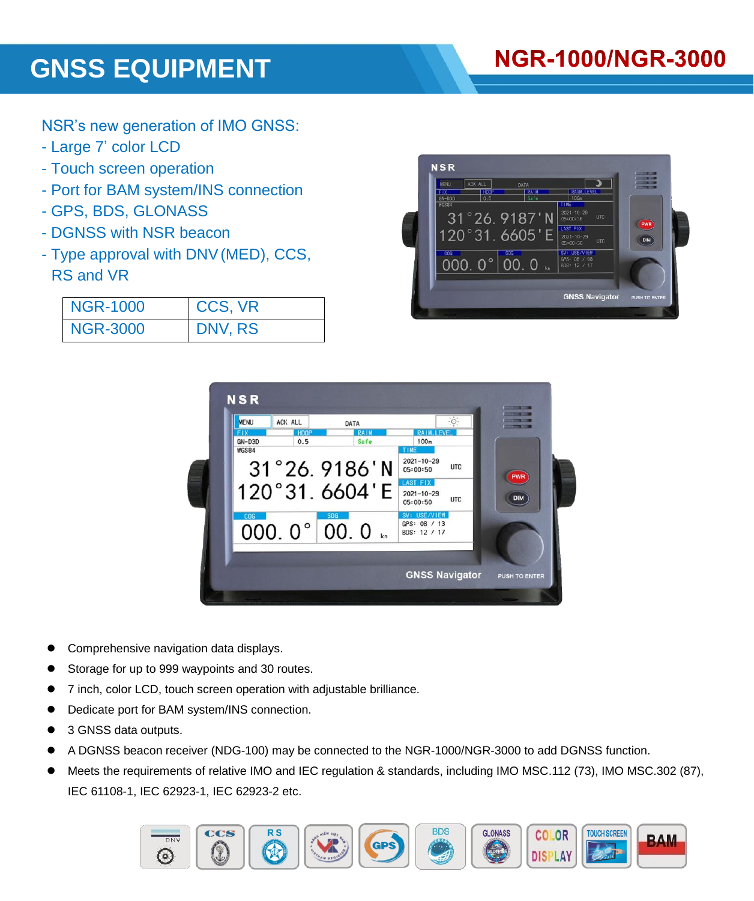# GNSS EQUIPMENT

## NGR-1000/NGR-3000

NSR's new generation of IMO GNSS:

- Large 7' color LCD
- Touch screen operation
- Port for BAM system/INS connection
- GPS, BDS, GLONASS
- DGNSS with NSR beacon
- Type approval with DNV (MED), CCS, RS and VR

| NGR-1000 | CCS, VR |
|---|---|
| NGR-3000 | DNV, RS |

- Comprehensive navigation data displays.
- Storage for up to 999 waypoints and 30 routes.
- 7 inch, color LCD, touch screen operation with adjustable brilliance.
- Dedicate port for BAM system/INS connection.
- 3 GNSS data outputs.
- A DGNSS beacon receiver (NDG-100) may be connected to the NGR-1000/NGR-3000 to add DGNSS function.
- Meets the requirements of relative IMO and IEC regulation & standards, including IMO MSC.112 (73), IMO MSC.302 (87), IEC 61108-1, IEC 62923-1, IEC 62923-2 etc.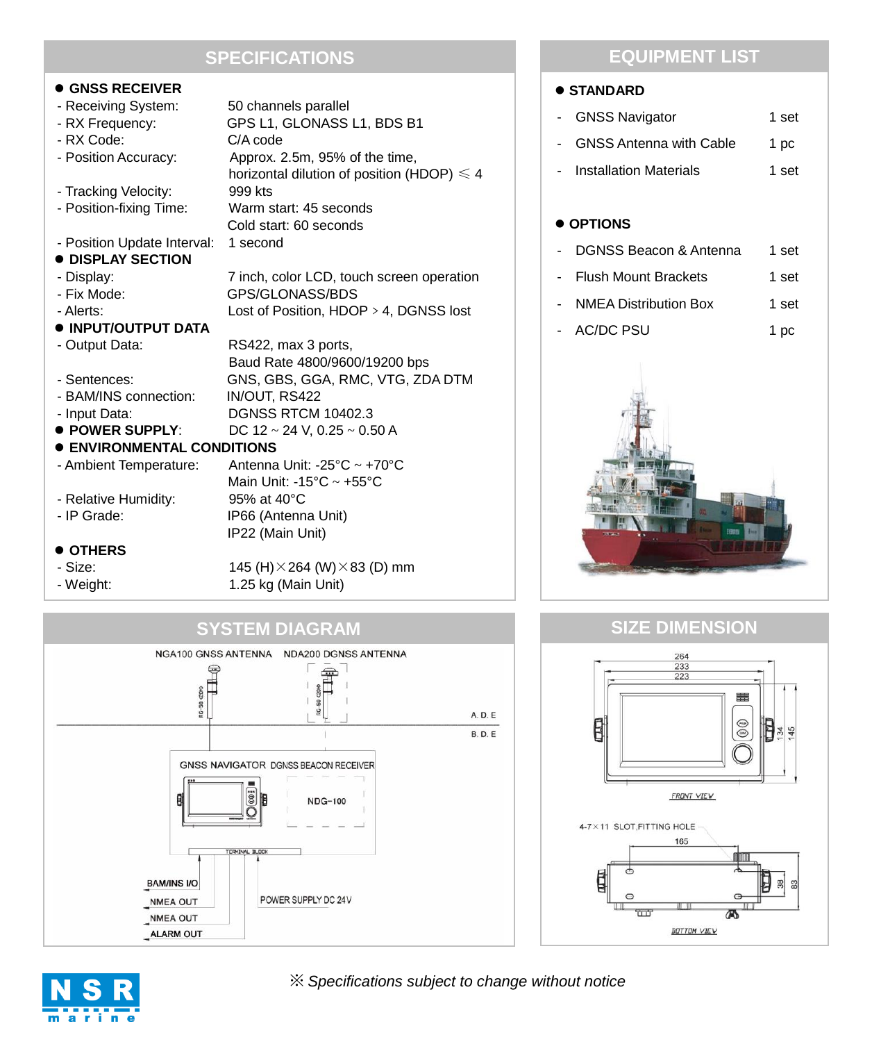## SPECIFICATIONS

**● GNSS RECEIVER**

| | |
|---|---|
| - Receiving System: | 50 channels parallel |
| - RX Frequency: | GPS L1, GLONASS L1, BDS B1 |
| - RX Code: | C/A code |
| - Position Accuracy: | Approx. 2.5m, 95% of the time, horizontal dilution of position (HDOP) ≤ 4 |
| - Tracking Velocity: | 999 kts |
| - Position-fixing Time: | Warm start: 45 seconds<br>Cold start: 60 seconds |
| - Position Update Interval: | 1 second |

**● DISPLAY SECTION**

| | |
|---|---|
| - Display: | 7 inch, color LCD, touch screen operation |
| - Fix Mode: | GPS/GLONASS/BDS |
| - Alerts: | Lost of Position, HDOP > 4, DGNSS lost |

**● INPUT/OUTPUT DATA**

| | |
|---|---|
| - Output Data: | RS422, max 3 ports,<br>Baud Rate 4800/9600/19200 bps |
| - Sentences: | GNS, GBS, GGA, RMC, VTG, ZDA DTM |
| - BAM/INS connection: | IN/OUT, RS422 |
| - Input Data: | DGNSS RTCM 10402.3 |

**● POWER SUPPLY**: DC 12 ~ 24 V, 0.25 ~ 0.50 A

**● ENVIRONMENTAL CONDITIONS**

| | |
|---|---|
| - Ambient Temperature: | Antenna Unit: -25°C ~ +70°C<br>Main Unit: -15°C ~ +55°C |
| - Relative Humidity: | 95% at 40°C |
| - IP Grade: | IP66 (Antenna Unit)<br>IP22 (Main Unit) |

**● OTHERS**

| | |
|---|---|
| - Size: | 145 (H)×264 (W)×83 (D) mm |
| - Weight: | 1.25 kg (Main Unit) |

## EQUIPMENT LIST

**● STANDARD**

| | |
|---|---|
| - GNSS Navigator | 1 set |
| - GNSS Antenna with Cable | 1 pc |
| - Installation Materials | 1 set |

**● OPTIONS**

| | |
|---|---|
| - DGNSS Beacon & Antenna | 1 set |
| - Flush Mount Brackets | 1 set |
| - NMEA Distribution Box | 1 set |
| - AC/DC PSU | 1 pc |

## SYSTEM DIAGRAM

NGA100 GNSS ANTENNA
NDA200 DGNSS ANTENNA
RG-58 (20m)
RG-58 (20m)
A. D. E
B. D. E
GNSS NAVIGATOR
DGNSS BEACON RECEIVER
NDG-100
TERMINAL BLOCK
BAM/INS I/O
NMEA OUT
NMEA OUT
ALARM OUT
POWER SUPPLY DC 24V

## SIZE DIMENSION

264
233
223
134
145
FRONT VIEW
4-7×11 SLOT,FITTING HOLE
165
38
83
BOTTOM VIEW

※ *Specifications subject to change without notice*

NSR marine